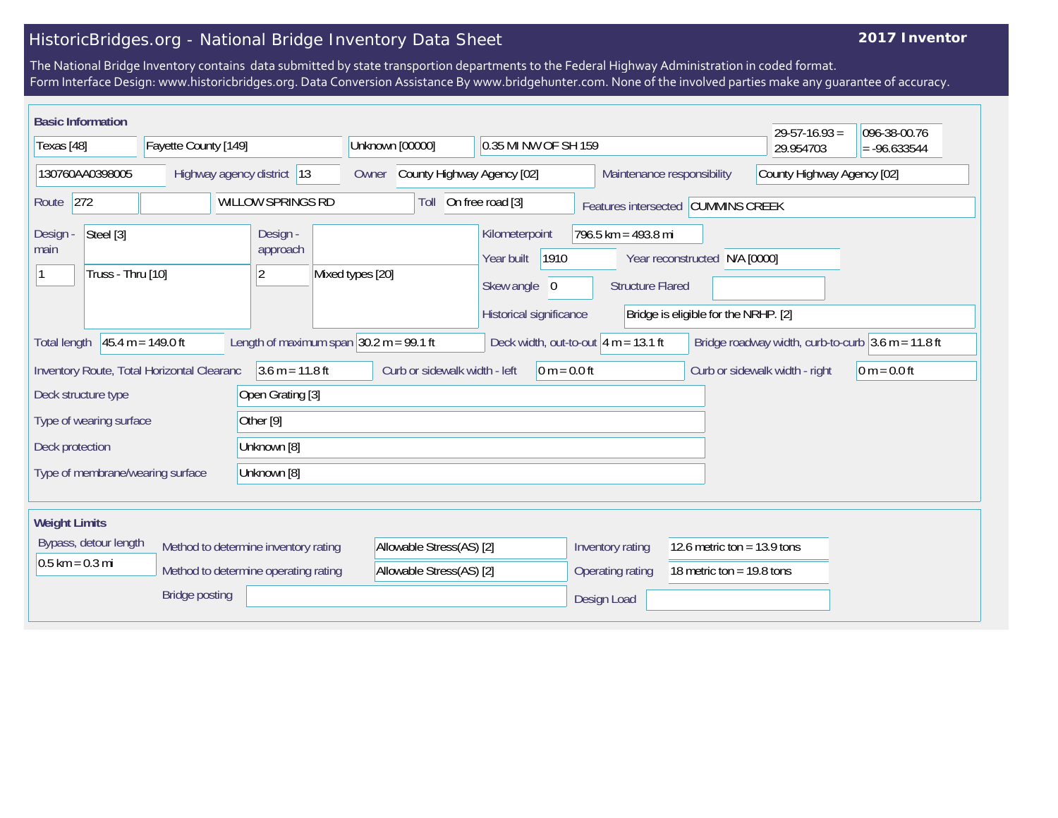# HistoricBridges.org - National Bridge Inventory Data Sheet

**2017 Inventor**

The National Bridge Inventory contains data submitted by state transportion departments to the Federal Highway Administration in coded format.
Form Interface Design: www.historicbridges.org. Data Conversion Assistance By www.bridgehunter.com. None of the involved parties make any guarantee of accuracy.

## Basic Information

| Field | Value |
|---|---|
| State | Texas [48] |
| County | Fayette County [149] |
| Place | Unknown [00000] |
| Location | 0.35 MI NW OF SH 159 |
| Latitude | 29-57-16.93 = 29.954703 |
| Longitude | 096-38-00.76 = -96.633544 |
| Structure number | 130760AA0398005 |
| Highway agency district | 13 |
| Owner | County Highway Agency [02] |
| Maintenance responsibility | County Highway Agency [02] |
| Route | 272 |
| Facility carried | WILLOW SPRINGS RD |
| Toll | On free road [3] |
| Features intersected | CUMMINS CREEK |
| Design - main | 1 — Steel [3] — Truss - Thru [10] |
| Design - approach | 2 — Mixed types [20] |
| Kilometerpoint | 796.5 km = 493.8 mi |
| Year built | 1910 |
| Year reconstructed | N/A [0000] |
| Skew angle | 0 |
| Structure Flared | |
| Historical significance | Bridge is eligible for the NRHP. [2] |
| Total length | 45.4 m = 149.0 ft |
| Length of maximum span | 30.2 m = 99.1 ft |
| Deck width, out-to-out | 4 m = 13.1 ft |
| Bridge roadway width, curb-to-curb | 3.6 m = 11.8 ft |
| Inventory Route, Total Horizontal Clearanc | 3.6 m = 11.8 ft |
| Curb or sidewalk width - left | 0 m = 0.0 ft |
| Curb or sidewalk width - right | 0 m = 0.0 ft |
| Deck structure type | Open Grating [3] |
| Type of wearing surface | Other [9] |
| Deck protection | Unknown [8] |
| Type of membrane/wearing surface | Unknown [8] |

## Weight Limits

| Field | Value |
|---|---|
| Bypass, detour length | 0.5 km = 0.3 mi |
| Method to determine inventory rating | Allowable Stress(AS) [2] |
| Method to determine operating rating | Allowable Stress(AS) [2] |
| Inventory rating | 12.6 metric ton = 13.9 tons |
| Operating rating | 18 metric ton = 19.8 tons |
| Bridge posting | |
| Design Load | |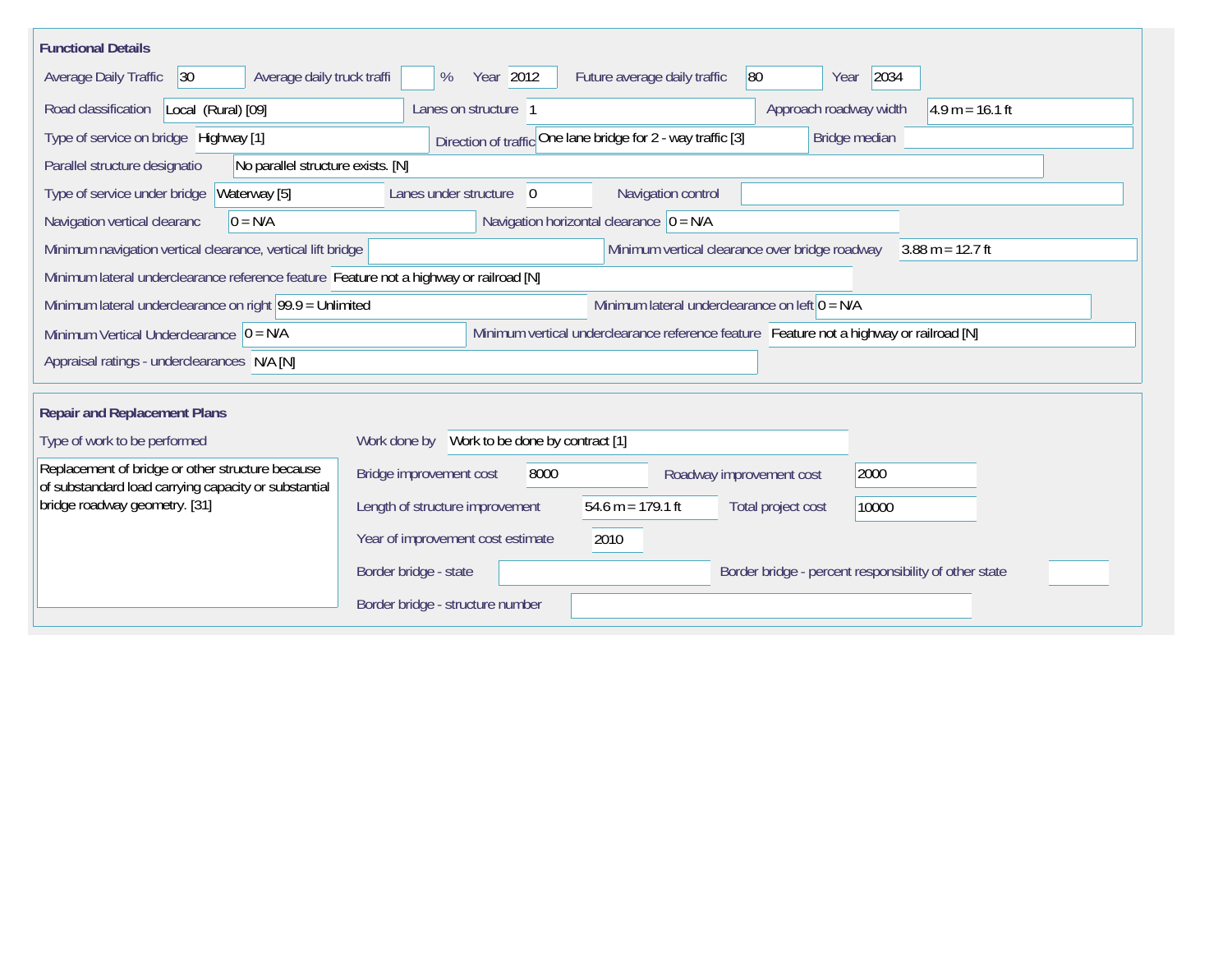## Functional Details

| Field | Value |
| --- | --- |
| Average Daily Traffic | 30 |
| Average daily truck traffi | % |
| Year | 2012 |
| Future average daily traffic | 80 |
| Year | 2034 |
| Road classification | Local (Rural) [09] |
| Lanes on structure | 1 |
| Approach roadway width | 4.9 m = 16.1 ft |
| Type of service on bridge | Highway [1] |
| Direction of traffic | One lane bridge for 2 - way traffic [3] |
| Bridge median | |
| Parallel structure designatio | No parallel structure exists. [N] |
| Type of service under bridge | Waterway [5] |
| Lanes under structure | 0 |
| Navigation control | |
| Navigation vertical clearanc | 0 = N/A |
| Navigation horizontal clearance | 0 = N/A |
| Minimum navigation vertical clearance, vertical lift bridge | |
| Minimum vertical clearance over bridge roadway | 3.88 m = 12.7 ft |
| Minimum lateral underclearance reference feature | Feature not a highway or railroad [N] |
| Minimum lateral underclearance on right | 99.9 = Unlimited |
| Minimum lateral underclearance on left | 0 = N/A |
| Minimum Vertical Underclearance | 0 = N/A |
| Minimum vertical underclearance reference feature | Feature not a highway or railroad [N] |
| Appraisal ratings - underclearances | N/A [N] |

## Repair and Replacement Plans

**Type of work to be performed**

Replacement of bridge or other structure because of substandard load carrying capacity or substantial bridge roadway geometry. [31]

| Field | Value |
| --- | --- |
| Work done by | Work to be done by contract [1] |
| Bridge improvement cost | 8000 |
| Roadway improvement cost | 2000 |
| Length of structure improvement | 54.6 m = 179.1 ft |
| Total project cost | 10000 |
| Year of improvement cost estimate | 2010 |
| Border bridge - state | |
| Border bridge - percent responsibility of other state | |
| Border bridge - structure number | |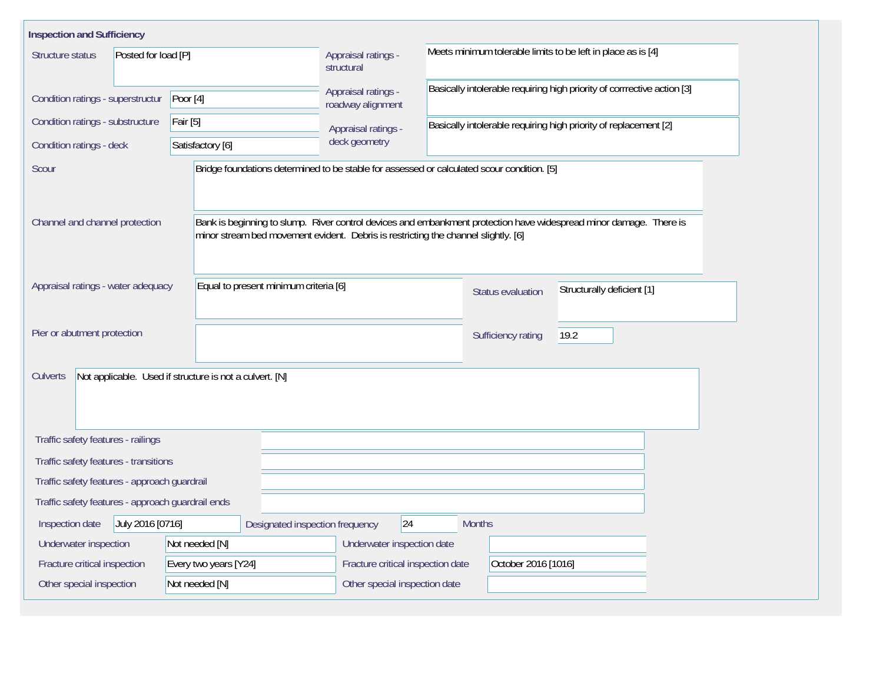## Inspection and Sufficiency

| Field | Value |
|---|---|
| Structure status | Posted for load [P] |
| Condition ratings - superstructur | Poor [4] |
| Condition ratings - substructure | Fair [5] |
| Condition ratings - deck | Satisfactory [6] |
| Appraisal ratings - structural | Meets minimum tolerable limits to be left in place as is [4] |
| Appraisal ratings - roadway alignment | Basically intolerable requiring high priority of corrrective action [3] |
| Appraisal ratings - deck geometry | Basically intolerable requiring high priority of replacement [2] |
| Scour | Bridge foundations determined to be stable for assessed or calculated scour condition. [5] |
| Channel and channel protection | Bank is beginning to slump. River control devices and embankment protection have widespread minor damage. There is minor stream bed movement evident. Debris is restricting the channel slightly. [6] |
| Appraisal ratings - water adequacy | Equal to present minimum criteria [6] |
| Status evaluation | Structurally deficient [1] |
| Pier or abutment protection | |
| Sufficiency rating | 19.2 |
| Culverts | Not applicable. Used if structure is not a culvert. [N] |
| Traffic safety features - railings | |
| Traffic safety features - transitions | |
| Traffic safety features - approach guardrail | |
| Traffic safety features - approach guardrail ends | |
| Inspection date | July 2016 [0716] |
| Designated inspection frequency | 24 Months |
| Underwater inspection | Not needed [N] |
| Underwater inspection date | |
| Fracture critical inspection | Every two years [Y24] |
| Fracture critical inspection date | October 2016 [1016] |
| Other special inspection | Not needed [N] |
| Other special inspection date | |